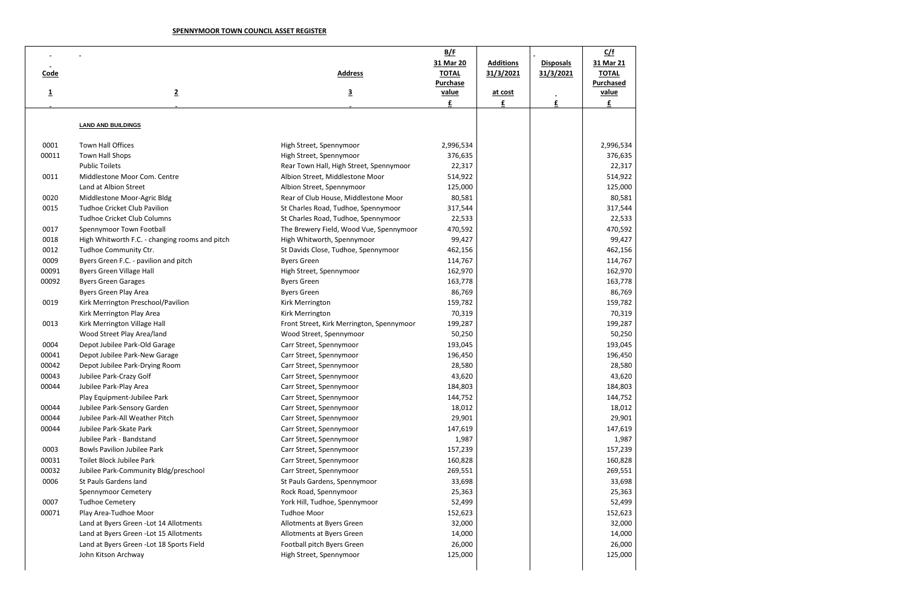**SPENNYMOOR TOWN COUNCIL ASSET REGISTER**

| Code | | Address | B/F 31 Mar 20 TOTAL Purchase value | Additions 31/3/2021 at cost | Disposals 31/3/2021 | C/f 31 Mar 21 TOTAL Purchased value |
|---|---|---|---|---|---|---|
| 1 | 2 | 3 | £ | £ | £ | £ |
| | **LAND AND BUILDINGS** | | | | | |
| 0001 | Town Hall Offices | High Street, Spennymoor | 2,996,534 | | | 2,996,534 |
| 00011 | Town Hall Shops | High Street, Spennymoor | 376,635 | | | 376,635 |
| | Public Toilets | Rear Town Hall, High Street, Spennymoor | 22,317 | | | 22,317 |
| 0011 | Middlestone Moor Com. Centre | Albion Street, Middlestone Moor | 514,922 | | | 514,922 |
| | Land at Albion Street | Albion Street, Spennymoor | 125,000 | | | 125,000 |
| 0020 | Middlestone Moor-Agric Bldg | Rear of Club House, Middlestone Moor | 80,581 | | | 80,581 |
| 0015 | Tudhoe Cricket Club Pavilion | St Charles Road, Tudhoe, Spennymoor | 317,544 | | | 317,544 |
| | Tudhoe Cricket Club Columns | St Charles Road, Tudhoe, Spennymoor | 22,533 | | | 22,533 |
| 0017 | Spennymoor Town Football | The Brewery Field, Wood Vue, Spennymoor | 470,592 | | | 470,592 |
| 0018 | High Whitworth F.C. - changing rooms and pitch | High Whitworth, Spennymoor | 99,427 | | | 99,427 |
| 0012 | Tudhoe Community Ctr. | St Davids Close, Tudhoe, Spennymoor | 462,156 | | | 462,156 |
| 0009 | Byers Green F.C. - pavilion and pitch | Byers Green | 114,767 | | | 114,767 |
| 00091 | Byers Green Village Hall | High Street, Spennymoor | 162,970 | | | 162,970 |
| 00092 | Byers Green Garages | Byers Green | 163,778 | | | 163,778 |
| | Byers Green Play Area | Byers Green | 86,769 | | | 86,769 |
| 0019 | Kirk Merrington Preschool/Pavilion | Kirk Merrington | 159,782 | | | 159,782 |
| | Kirk Merrington Play Area | Kirk Merrington | 70,319 | | | 70,319 |
| 0013 | Kirk Merrington Village Hall | Front Street, Kirk Merrington, Spennymoor | 199,287 | | | 199,287 |
| | Wood Street Play Area/land | Wood Street, Spennymoor | 50,250 | | | 50,250 |
| 0004 | Depot Jubilee Park-Old Garage | Carr Street, Spennymoor | 193,045 | | | 193,045 |
| 00041 | Depot Jubilee Park-New Garage | Carr Street, Spennymoor | 196,450 | | | 196,450 |
| 00042 | Depot Jubilee Park-Drying Room | Carr Street, Spennymoor | 28,580 | | | 28,580 |
| 00043 | Jubilee Park-Crazy Golf | Carr Street, Spennymoor | 43,620 | | | 43,620 |
| 00044 | Jubilee Park-Play Area | Carr Street, Spennymoor | 184,803 | | | 184,803 |
| | Play Equipment-Jubilee Park | Carr Street, Spennymoor | 144,752 | | | 144,752 |
| 00044 | Jubilee Park-Sensory Garden | Carr Street, Spennymoor | 18,012 | | | 18,012 |
| 00044 | Jubilee Park-All Weather Pitch | Carr Street, Spennymoor | 29,901 | | | 29,901 |
| 00044 | Jubilee Park-Skate Park | Carr Street, Spennymoor | 147,619 | | | 147,619 |
| | Jubilee Park - Bandstand | Carr Street, Spennymoor | 1,987 | | | 1,987 |
| 0003 | Bowls Pavilion Jubilee Park | Carr Street, Spennymoor | 157,239 | | | 157,239 |
| 00031 | Toilet Block Jubilee Park | Carr Street, Spennymoor | 160,828 | | | 160,828 |
| 00032 | Jubilee Park-Community Bldg/preschool | Carr Street, Spennymoor | 269,551 | | | 269,551 |
| 0006 | St Pauls Gardens land | St Pauls Gardens, Spennymoor | 33,698 | | | 33,698 |
| | Spennymoor Cemetery | Rock Road, Spennymoor | 25,363 | | | 25,363 |
| 0007 | Tudhoe Cemetery | York Hill, Tudhoe, Spennymoor | 52,499 | | | 52,499 |
| 00071 | Play Area-Tudhoe Moor | Tudhoe Moor | 152,623 | | | 152,623 |
| | Land at Byers Green -Lot 14 Allotments | Allotments at Byers Green | 32,000 | | | 32,000 |
| | Land at Byers Green -Lot 15 Allotments | Allotments at Byers Green | 14,000 | | | 14,000 |
| | Land at Byers Green -Lot 18 Sports Field | Football pitch Byers Green | 26,000 | | | 26,000 |
| | John Kitson Archway | High Street, Spennymoor | 125,000 | | | 125,000 |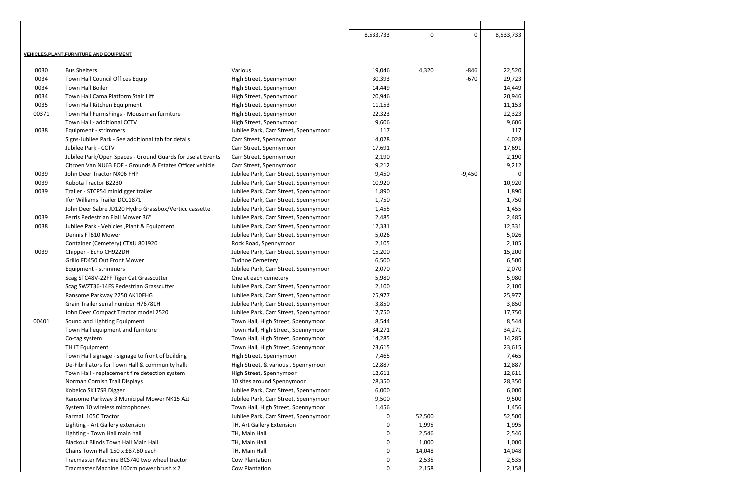| | | | | | | |
|---|---|---|---|---|---|---|
| | | | 8,533,733 | 0 | 0 | 8,533,733 |

**VEHICLES,PLANT,FURNITURE AND EQUIPMENT**

| | | | | | | |
|---|---|---|---|---|---|---|
| 0030 | Bus Shelters | Various | 19,046 | 4,320 | -846 | 22,520 |
| 0034 | Town Hall Council Offices Equip | High Street, Spennymoor | 30,393 | | -670 | 29,723 |
| 0034 | Town Hall Boiler | High Street, Spennymoor | 14,449 | | | 14,449 |
| 0034 | Town Hall Cama Platform Stair Lift | High Street, Spennymoor | 20,946 | | | 20,946 |
| 0035 | Town Hall Kitchen Equipment | High Street, Spennymoor | 11,153 | | | 11,153 |
| 00371 | Town Hall Furnishings - Mouseman furniture | High Street, Spennymoor | 22,323 | | | 22,323 |
| | Town Hall - additional CCTV | High Street, Spennymoor | 9,606 | | | 9,606 |
| 0038 | Equipment - strimmers | Jubilee Park, Carr Street, Spennymoor | 117 | | | 117 |
| | Signs-Jubilee Park - See additional tab for details | Carr Street, Spennymoor | 4,028 | | | 4,028 |
| | Jubilee Park - CCTV | Carr Street, Spennymoor | 17,691 | | | 17,691 |
| | Jubilee Park/Open Spaces - Ground Guards for use at Events | Carr Street, Spennymoor | 2,190 | | | 2,190 |
| | Citroen Van NU63 EOF - Grounds & Estates Officer vehicle | Carr Street, Spennymoor | 9,212 | | | 9,212 |
| 0039 | John Deer Tractor NX06 FHP | Jubilee Park, Carr Street, Spennymoor | 9,450 | | -9,450 | 0 |
| 0039 | Kubota Tractor B2230 | Jubilee Park, Carr Street, Spennymoor | 10,920 | | | 10,920 |
| 0039 | Trailer - STCP54 minidigger trailer | Jubilee Park, Carr Street, Spennymoor | 1,890 | | | 1,890 |
| | Ifor Williams Trailer DCC1871 | Jubilee Park, Carr Street, Spennymoor | 1,750 | | | 1,750 |
| | John Deer Sabre JD120 Hydro Grassbox/Verticu cassette | Jubilee Park, Carr Street, Spennymoor | 1,455 | | | 1,455 |
| 0039 | Ferris Pedestrian Flail Mower 36" | Jubilee Park, Carr Street, Spennymoor | 2,485 | | | 2,485 |
| 0038 | Jubilee Park - Vehicles ,Plant & Equipment | Jubilee Park, Carr Street, Spennymoor | 12,331 | | | 12,331 |
| | Dennis FT610 Mower | Jubilee Park, Carr Street, Spennymoor | 5,026 | | | 5,026 |
| | Container (Cemetery) CTXU 801920 | Rock Road, Spennymoor | 2,105 | | | 2,105 |
| 0039 | Chipper - Echo CH922DH | Jubilee Park, Carr Street, Spennymoor | 15,200 | | | 15,200 |
| | Grillo FD450 Out Front Mower | Tudhoe Cemetery | 6,500 | | | 6,500 |
| | Equipment - strimmers | Jubilee Park, Carr Street, Spennymoor | 2,070 | | | 2,070 |
| | Scag STC48V-22FF Tiger Cat Grasscutter | One at each cemetery | 5,980 | | | 5,980 |
| | Scag SWZT36-14FS Pedestrian Grasscutter | Jubilee Park, Carr Street, Spennymoor | 2,100 | | | 2,100 |
| | Ransome Parkway 2250 AK10FHG | Jubilee Park, Carr Street, Spennymoor | 25,977 | | | 25,977 |
| | Grain Trailer serial number H76781H | Jubilee Park, Carr Street, Spennymoor | 3,850 | | | 3,850 |
| | John Deer Compact Tractor model 2520 | Jubilee Park, Carr Street, Spennymoor | 17,750 | | | 17,750 |
| 00401 | Sound and Lighting Equipment | Town Hall, High Street, Spennymoor | 8,544 | | | 8,544 |
| | Town Hall equipment and furniture | Town Hall, High Street, Spennymoor | 34,271 | | | 34,271 |
| | Co-tag system | Town Hall, High Street, Spennymoor | 14,285 | | | 14,285 |
| | TH IT Equipment | Town Hall, High Street, Spennymoor | 23,615 | | | 23,615 |
| | Town Hall signage - signage to front of building | High Street, Spennymoor | 7,465 | | | 7,465 |
| | De-Fibrillators for Town Hall & community halls | High Street, & various , Spennymoor | 12,887 | | | 12,887 |
| | Town Hall - replacement fire detection system | High Street, Spennymoor | 12,611 | | | 12,611 |
| | Norman Cornish Trail Displays | 10 sites around Spennymoor | 28,350 | | | 28,350 |
| | Kobelco SK17SR Digger | Jubilee Park, Carr Street, Spennymoor | 6,000 | | | 6,000 |
| | Ransome Parkway 3 Municipal Mower NK15 AZJ | Jubilee Park, Carr Street, Spennymoor | 9,500 | | | 9,500 |
| | System 10 wireless microphones | Town Hall, High Street, Spennymoor | 1,456 | | | 1,456 |
| | Farmall 105C Tractor | Jubilee Park, Carr Street, Spennymoor | 0 | 52,500 | | 52,500 |
| | Lighting - Art Gallery extension | TH, Art Gallery Extension | 0 | 1,995 | | 1,995 |
| | Lighting - Town Hall main hall | TH, Main Hall | 0 | 2,546 | | 2,546 |
| | Blackout Blinds Town Hall Main Hall | TH, Main Hall | 0 | 1,000 | | 1,000 |
| | Chairs Town Hall 150 x £87.80 each | TH, Main Hall | 0 | 14,048 | | 14,048 |
| | Tracmaster Machine BCS740 two wheel tractor | Cow Plantation | 0 | 2,535 | | 2,535 |
| | Tracmaster Machine 100cm power brush x 2 | Cow Plantation | 0 | 2,158 | | 2,158 |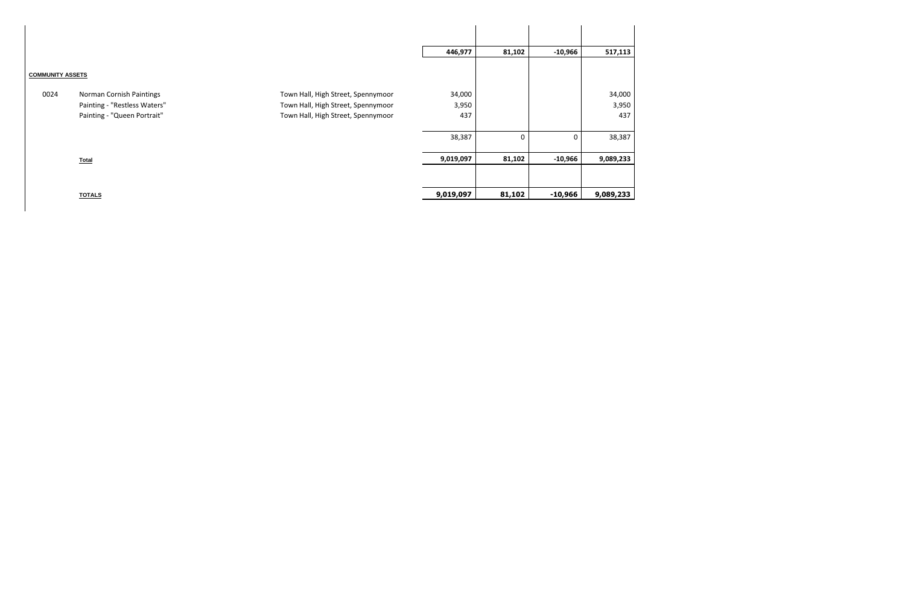| | | | | | | |
|---|---|---|---|---|---|---|
| | | | **446,977** | **81,102** | **-10,966** | **517,113** |
| **COMMUNITY ASSETS** | | | | | | |
| 0024 | Norman Cornish Paintings | Town Hall, High Street, Spennymoor | 34,000 | | | 34,000 |
| | Painting - "Restless Waters" | Town Hall, High Street, Spennymoor | 3,950 | | | 3,950 |
| | Painting - "Queen Portrait" | Town Hall, High Street, Spennymoor | 437 | | | 437 |
| | | | 38,387 | 0 | 0 | 38,387 |
| | **Total** | | **9,019,097** | **81,102** | **-10,966** | **9,089,233** |
| | **TOTALS** | | **9,019,097** | **81,102** | **-10,966** | **9,089,233** |